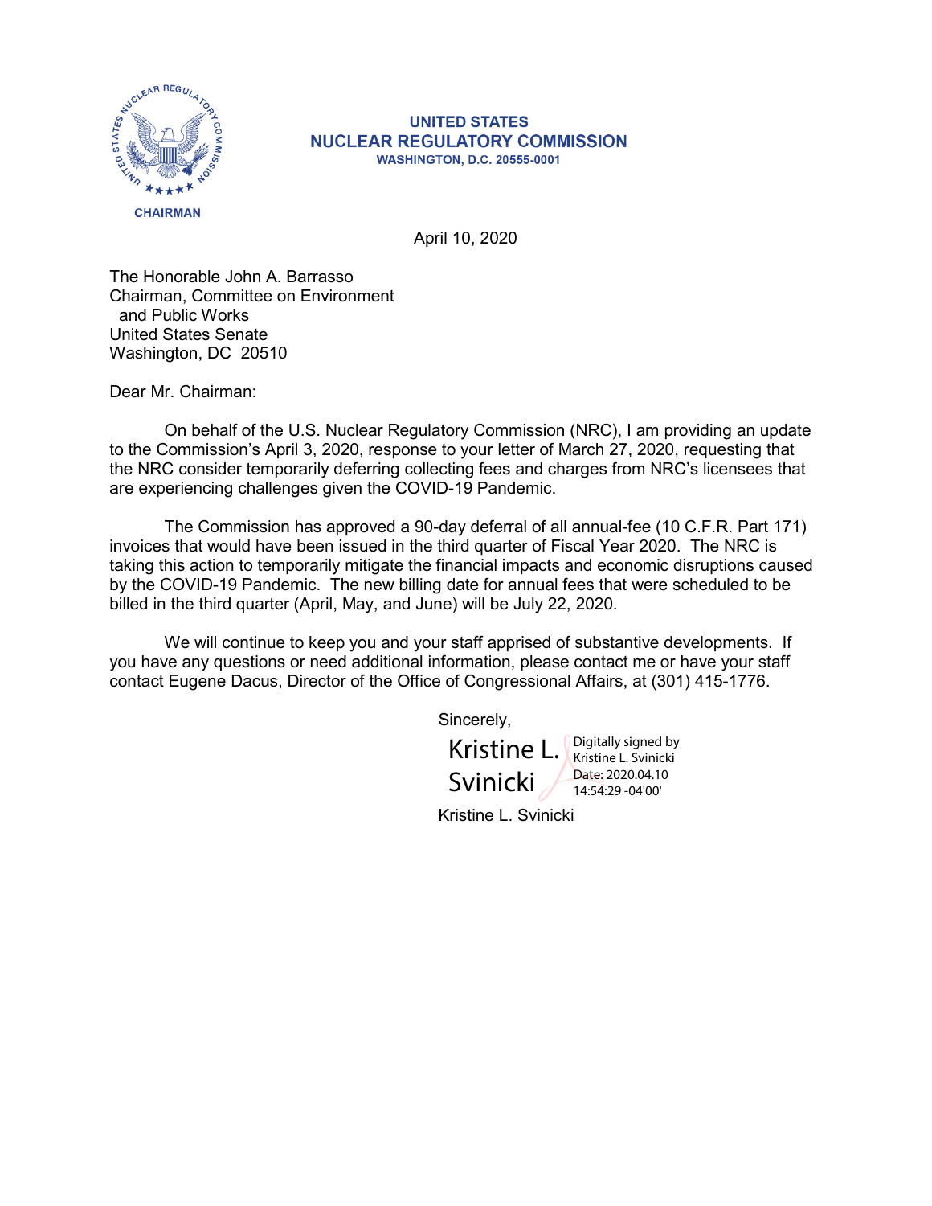CHAIRMAN

**UNITED STATES**
**NUCLEAR REGULATORY COMMISSION**
**WASHINGTON, D.C. 20555-0001**

April 10, 2020

The Honorable John A. Barrasso
Chairman, Committee on Environment
and Public Works
United States Senate
Washington, DC 20510

Dear Mr. Chairman:

On behalf of the U.S. Nuclear Regulatory Commission (NRC), I am providing an update to the Commission's April 3, 2020, response to your letter of March 27, 2020, requesting that the NRC consider temporarily deferring collecting fees and charges from NRC's licensees that are experiencing challenges given the COVID-19 Pandemic.

The Commission has approved a 90-day deferral of all annual-fee (10 C.F.R. Part 171) invoices that would have been issued in the third quarter of Fiscal Year 2020. The NRC is taking this action to temporarily mitigate the financial impacts and economic disruptions caused by the COVID-19 Pandemic. The new billing date for annual fees that were scheduled to be billed in the third quarter (April, May, and June) will be July 22, 2020.

We will continue to keep you and your staff apprised of substantive developments. If you have any questions or need additional information, please contact me or have your staff contact Eugene Dacus, Director of the Office of Congressional Affairs, at (301) 415-1776.

Sincerely,

Kristine L. Svinicki
Digitally signed by Kristine L. Svinicki
Date: 2020.04.10 14:54:29 -04'00'

Kristine L. Svinicki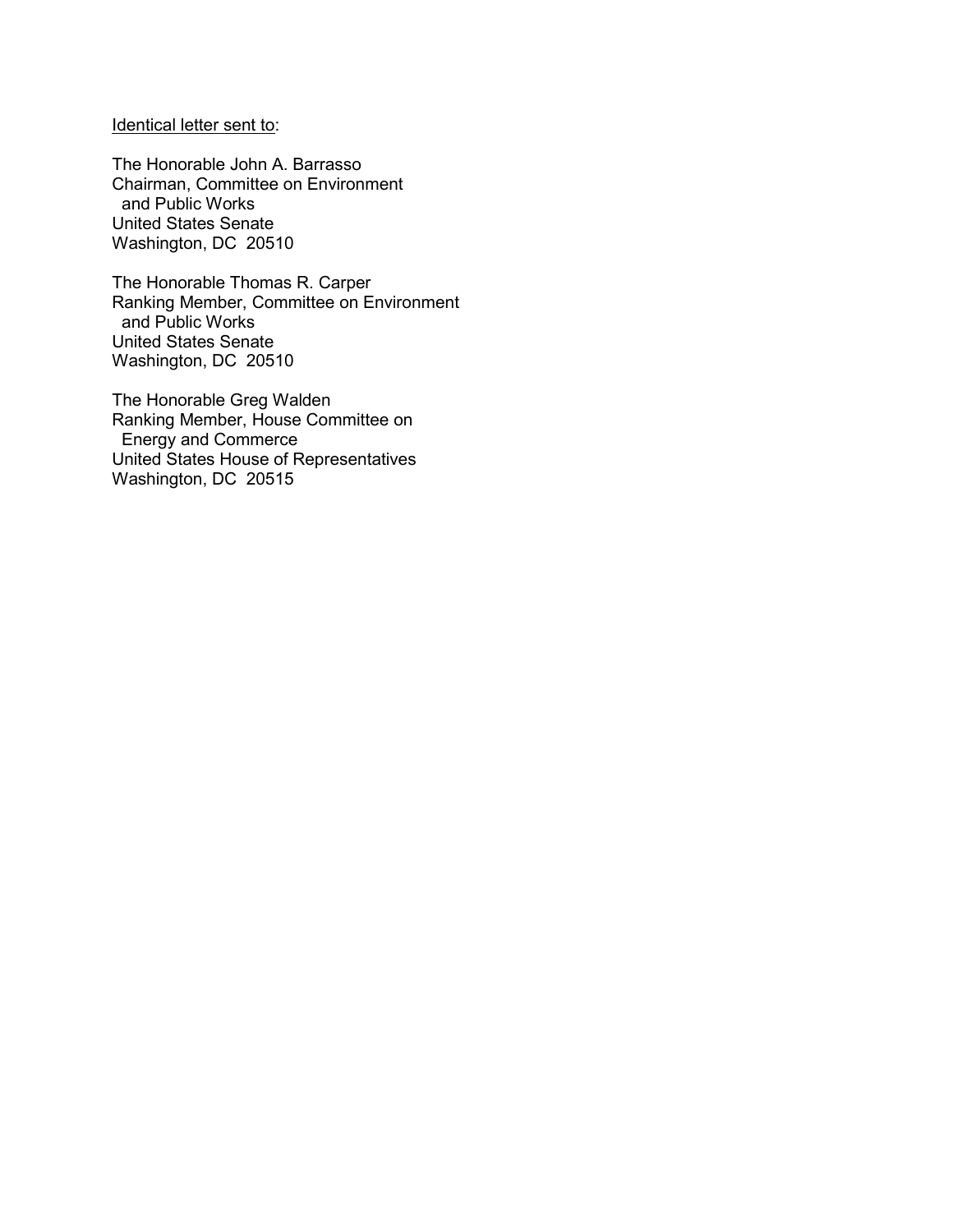<u>Identical letter sent to</u>:

The Honorable John A. Barrasso
Chairman, Committee on Environment
and Public Works
United States Senate
Washington, DC 20510

The Honorable Thomas R. Carper
Ranking Member, Committee on Environment
and Public Works
United States Senate
Washington, DC 20510

The Honorable Greg Walden
Ranking Member, House Committee on
Energy and Commerce
United States House of Representatives
Washington, DC 20515